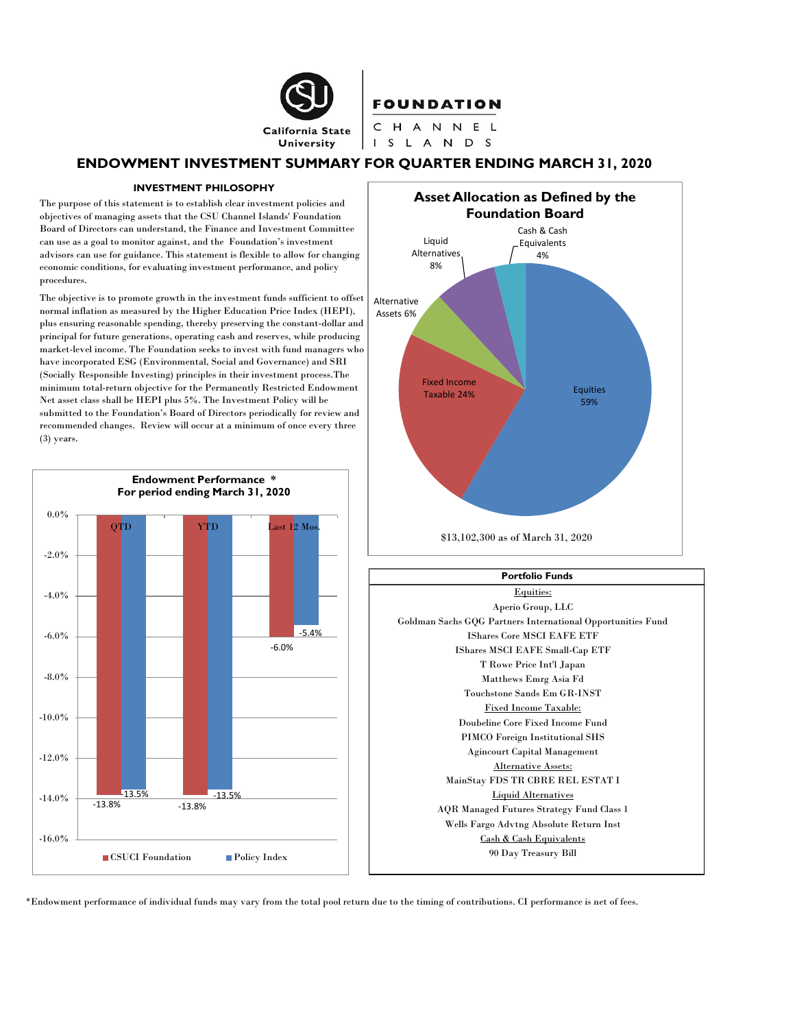California State University

FOUNDATION CHANNEL ISLANDS

# ENDOWMENT INVESTMENT SUMMARY FOR QUARTER ENDING MARCH 31, 2020

### INVESTMENT PHILOSOPHY

The purpose of this statement is to establish clear investment policies and objectives of managing assets that the CSU Channel Islands' Foundation Board of Directors can understand, the Finance and Investment Committee can use as a goal to monitor against, and the Foundation's investment advisors can use for guidance. This statement is flexible to allow for changing economic conditions, for evaluating investment performance, and policy procedures.

The objective is to promote growth in the investment funds sufficient to offset normal inflation as measured by the Higher Education Price Index (HEPI), plus ensuring reasonable spending, thereby preserving the constant-dollar and principal for future generations, operating cash and reserves, while producing market-level income. The Foundation seeks to invest with fund managers who have incorporated ESG (Environmental, Social and Governance) and SRI (Socially Responsible Investing) principles in their investment process.The minimum total-return objective for the Permanently Restricted Endowment Net asset class shall be HEPI plus 5%. The Investment Policy will be submitted to the Foundation's Board of Directors periodically for review and recommended changes. Review will occur at a minimum of once every three (3) years.

### Endowment Performance *
### For period ending March 31, 2020

| | CSUCI Foundation | Policy Index |
|---|---|---|
| QTD | -13.8% | -13.5% |
| YTD | -13.8% | -13.5% |
| Last 12 Mos. | -6.0% | -5.4% |

### Asset Allocation as Defined by the Foundation Board

| Asset Class | Allocation |
|---|---|
| Equities | 59% |
| Fixed Income Taxable | 24% |
| Alternative Assets | 6% |
| Liquid Alternatives | 8% |
| Cash & Cash Equivalents | 4% |

$13,102,300 as of March 31, 2020

### Portfolio Funds

Equities:
- Aperio Group, LLC
- Goldman Sachs GQG Partners International Opportunities Fund
- IShares Core MSCI EAFE ETF
- IShares MSCI EAFE Small-Cap ETF
- T Rowe Price Int'l Japan
- Matthews Emrg Asia Fd
- Touchstone Sands Em GR-INST

Fixed Income Taxable:
- Doubeline Core Fixed Income Fund
- PIMCO Foreign Institutional SHS
- Agincourt Capital Management

Alternative Assets:
- MainStay FDS TR CBRE REL ESTAT I

Liquid Alternatives
- AQR Managed Futures Strategy Fund Class 1
- Wells Fargo Advtng Absolute Return Inst

Cash & Cash Equivalents
- 90 Day Treasury Bill

*Endowment performance of individual funds may vary from the total pool return due to the timing of contributions. CI performance is net of fees.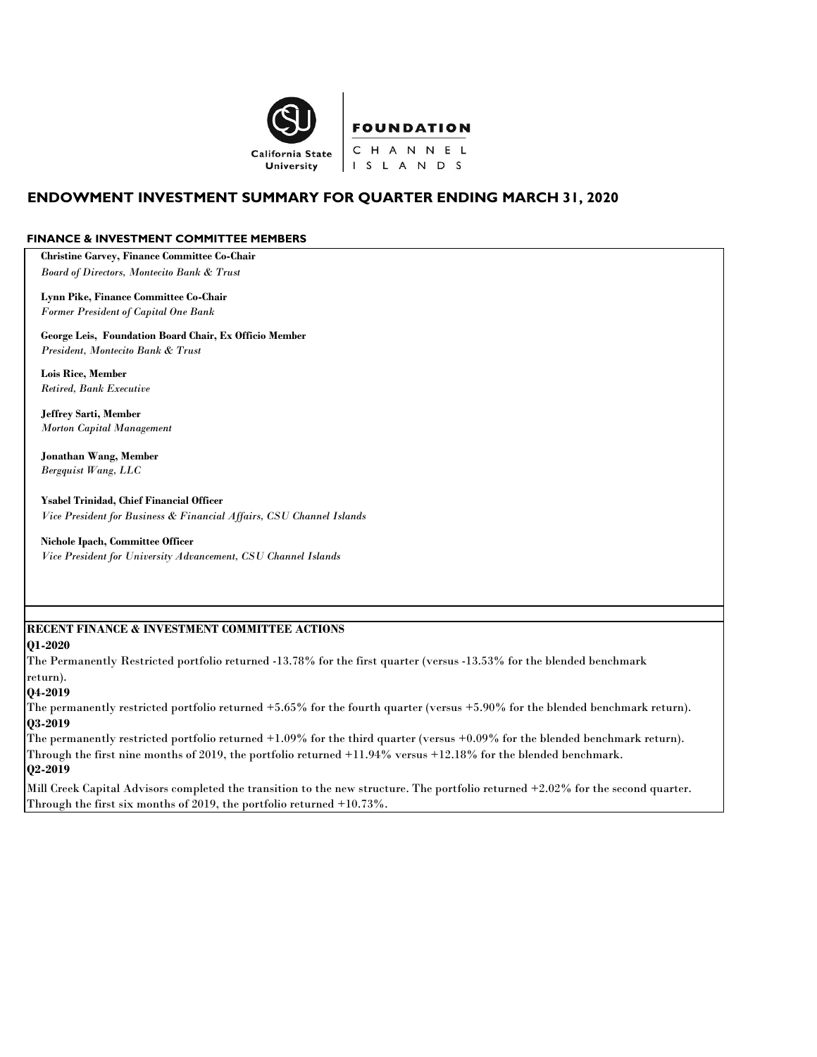California State University | FOUNDATION CHANNEL ISLANDS

# ENDOWMENT INVESTMENT SUMMARY FOR QUARTER ENDING MARCH 31, 2020

## FINANCE & INVESTMENT COMMITTEE MEMBERS

**Christine Garvey, Finance Committee Co-Chair**
*Board of Directors, Montecito Bank & Trust*

**Lynn Pike, Finance Committee Co-Chair**
*Former President of Capital One Bank*

**George Leis, Foundation Board Chair, Ex Officio Member**
*President, Montecito Bank & Trust*

**Lois Rice, Member**
*Retired, Bank Executive*

**Jeffrey Sarti, Member**
*Morton Capital Management*

**Jonathan Wang, Member**
*Bergquist Wang, LLC*

**Ysabel Trinidad, Chief Financial Officer**
*Vice President for Business & Financial Affairs, CSU Channel Islands*

**Nichole Ipach, Committee Officer**
*Vice President for University Advancement, CSU Channel Islands*

## RECENT FINANCE & INVESTMENT COMMITTEE ACTIONS

**Q1-2020**

The Permanently Restricted portfolio returned -13.78% for the first quarter (versus -13.53% for the blended benchmark return).

**Q4-2019**

The permanently restricted portfolio returned +5.65% for the fourth quarter (versus +5.90% for the blended benchmark return).

**Q3-2019**

The permanently restricted portfolio returned +1.09% for the third quarter (versus +0.09% for the blended benchmark return). Through the first nine months of 2019, the portfolio returned +11.94% versus +12.18% for the blended benchmark.

**Q2-2019**

Mill Creek Capital Advisors completed the transition to the new structure. The portfolio returned +2.02% for the second quarter. Through the first six months of 2019, the portfolio returned +10.73%.